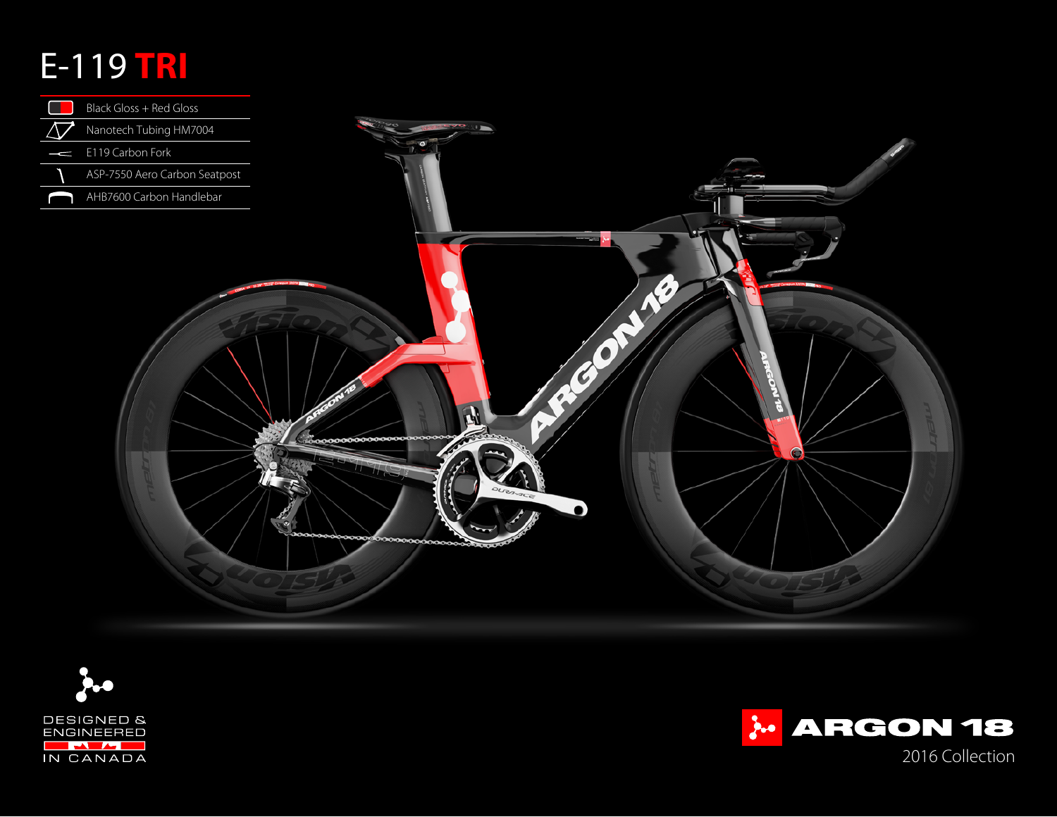# E-119 TRI

- Black Gloss + Red Gloss
- Nanotech Tubing HM7004
- E119 Carbon Fork
- ASP-7550 Aero Carbon Seatpost
- AHB7600 Carbon Handlebar

DESIGNED & ENGINEERED IN CANADA

ARGON 18

2016 Collection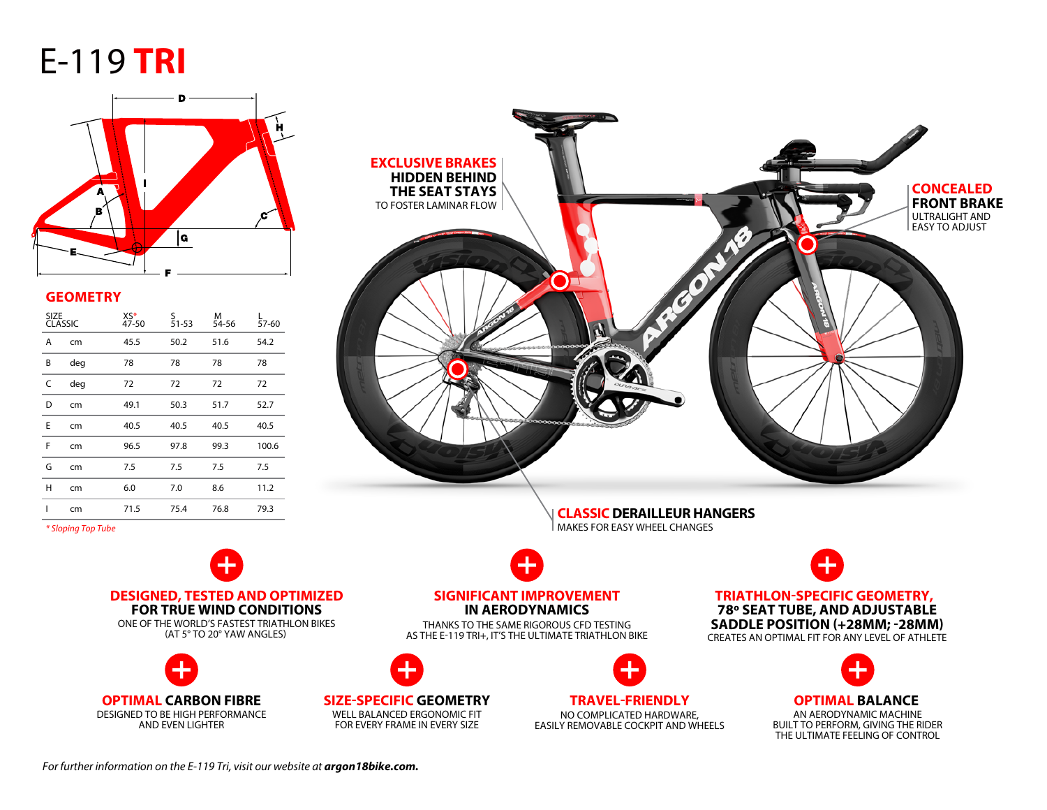# E-119 **TRI**

D
H
A
I
B
C
G
E
F

## GEOMETRY

| SIZE CLASSIC | | XS* 47-50 | S 51-53 | M 54-56 | L 57-60 |
|---|---|---|---|---|---|
| A | cm | 45.5 | 50.2 | 51.6 | 54.2 |
| B | deg | 78 | 78 | 78 | 78 |
| C | deg | 72 | 72 | 72 | 72 |
| D | cm | 49.1 | 50.3 | 51.7 | 52.7 |
| E | cm | 40.5 | 40.5 | 40.5 | 40.5 |
| F | cm | 96.5 | 97.8 | 99.3 | 100.6 |
| G | cm | 7.5 | 7.5 | 7.5 | 7.5 |
| H | cm | 6.0 | 7.0 | 8.6 | 11.2 |
| I | cm | 71.5 | 75.4 | 76.8 | 79.3 |

*\* Sloping Top Tube*

**EXCLUSIVE BRAKES HIDDEN BEHIND THE SEAT STAYS**
TO FOSTER LAMINAR FLOW

**CONCEALED FRONT BRAKE**
ULTRALIGHT AND EASY TO ADJUST

**CLASSIC DERAILLEUR HANGERS**
MAKES FOR EASY WHEEL CHANGES

**DESIGNED, TESTED AND OPTIMIZED FOR TRUE WIND CONDITIONS**
ONE OF THE WORLD'S FASTEST TRIATHLON BIKES (AT 5° TO 20° YAW ANGLES)

**SIGNIFICANT IMPROVEMENT IN AERODYNAMICS**
THANKS TO THE SAME RIGOROUS CFD TESTING AS THE E-119 TRI+, IT'S THE ULTIMATE TRIATHLON BIKE

**TRIATHLON-SPECIFIC GEOMETRY, 78º SEAT TUBE, AND ADJUSTABLE SADDLE POSITION (+28MM; -28MM)**
CREATES AN OPTIMAL FIT FOR ANY LEVEL OF ATHLETE

**OPTIMAL CARBON FIBRE**
DESIGNED TO BE HIGH PERFORMANCE AND EVEN LIGHTER

**SIZE-SPECIFIC GEOMETRY**
WELL BALANCED ERGONOMIC FIT FOR EVERY FRAME IN EVERY SIZE

**TRAVEL-FRIENDLY**
NO COMPLICATED HARDWARE, EASILY REMOVABLE COCKPIT AND WHEELS

**OPTIMAL BALANCE**
AN AERODYNAMIC MACHINE BUILT TO PERFORM, GIVING THE RIDER THE ULTIMATE FEELING OF CONTROL

*For further information on the E-119 Tri, visit our website at **argon18bike.com.***